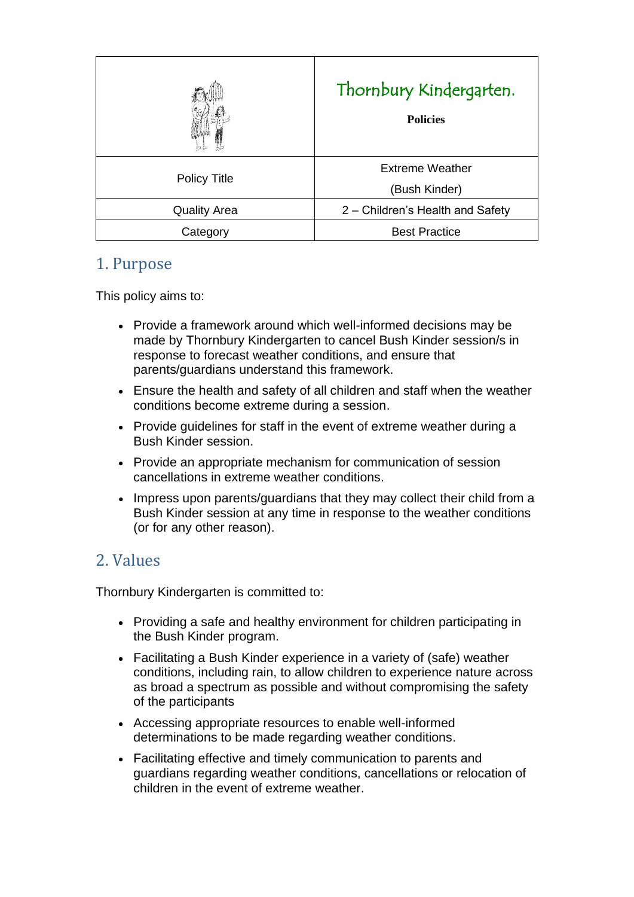| | Thornbury Kindergarten.<br>**Policies** |
|---|---|
| Policy Title | Extreme Weather<br>(Bush Kinder) |
| Quality Area | 2 – Children's Health and Safety |
| Category | Best Practice |

## 1. Purpose

This policy aims to:

- Provide a framework around which well-informed decisions may be made by Thornbury Kindergarten to cancel Bush Kinder session/s in response to forecast weather conditions, and ensure that parents/guardians understand this framework.
- Ensure the health and safety of all children and staff when the weather conditions become extreme during a session.
- Provide guidelines for staff in the event of extreme weather during a Bush Kinder session.
- Provide an appropriate mechanism for communication of session cancellations in extreme weather conditions.
- Impress upon parents/guardians that they may collect their child from a Bush Kinder session at any time in response to the weather conditions (or for any other reason).

## 2. Values

Thornbury Kindergarten is committed to:

- Providing a safe and healthy environment for children participating in the Bush Kinder program.
- Facilitating a Bush Kinder experience in a variety of (safe) weather conditions, including rain, to allow children to experience nature across as broad a spectrum as possible and without compromising the safety of the participants
- Accessing appropriate resources to enable well-informed determinations to be made regarding weather conditions.
- Facilitating effective and timely communication to parents and guardians regarding weather conditions, cancellations or relocation of children in the event of extreme weather.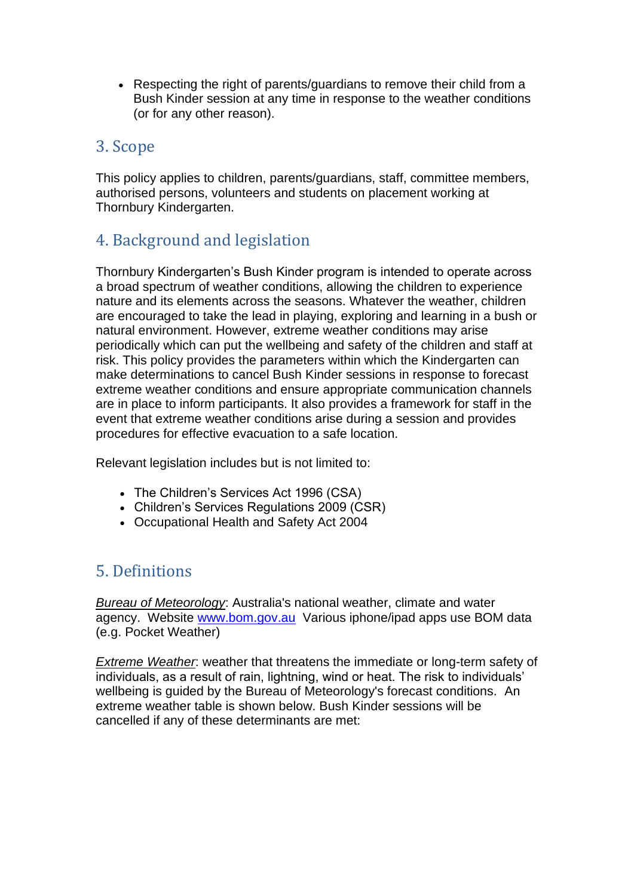- Respecting the right of parents/guardians to remove their child from a Bush Kinder session at any time in response to the weather conditions (or for any other reason).

## 3. Scope

This policy applies to children, parents/guardians, staff, committee members, authorised persons, volunteers and students on placement working at Thornbury Kindergarten.

## 4. Background and legislation

Thornbury Kindergarten's Bush Kinder program is intended to operate across a broad spectrum of weather conditions, allowing the children to experience nature and its elements across the seasons. Whatever the weather, children are encouraged to take the lead in playing, exploring and learning in a bush or natural environment. However, extreme weather conditions may arise periodically which can put the wellbeing and safety of the children and staff at risk. This policy provides the parameters within which the Kindergarten can make determinations to cancel Bush Kinder sessions in response to forecast extreme weather conditions and ensure appropriate communication channels are in place to inform participants. It also provides a framework for staff in the event that extreme weather conditions arise during a session and provides procedures for effective evacuation to a safe location.

Relevant legislation includes but is not limited to:

- The Children's Services Act 1996 (CSA)
- Children's Services Regulations 2009 (CSR)
- Occupational Health and Safety Act 2004

## 5. Definitions

*Bureau of Meteorology*: Australia's national weather, climate and water agency. Website [www.bom.gov.au](http://www.bom.gov.au) Various iphone/ipad apps use BOM data (e.g. Pocket Weather)

*Extreme Weather*: weather that threatens the immediate or long-term safety of individuals, as a result of rain, lightning, wind or heat. The risk to individuals' wellbeing is guided by the Bureau of Meteorology's forecast conditions. An extreme weather table is shown below. Bush Kinder sessions will be cancelled if any of these determinants are met: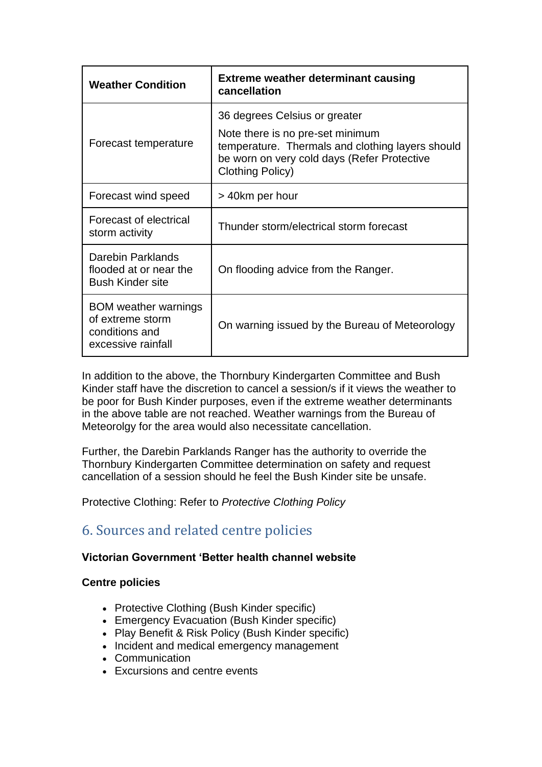| Weather Condition | Extreme weather determinant causing cancellation |
|---|---|
| Forecast temperature | 36 degrees Celsius or greater<br><br>Note there is no pre-set minimum temperature. Thermals and clothing layers should be worn on very cold days (Refer Protective Clothing Policy) |
| Forecast wind speed | > 40km per hour |
| Forecast of electrical storm activity | Thunder storm/electrical storm forecast |
| Darebin Parklands flooded at or near the Bush Kinder site | On flooding advice from the Ranger. |
| BOM weather warnings of extreme storm conditions and excessive rainfall | On warning issued by the Bureau of Meteorology |

In addition to the above, the Thornbury Kindergarten Committee and Bush Kinder staff have the discretion to cancel a session/s if it views the weather to be poor for Bush Kinder purposes, even if the extreme weather determinants in the above table are not reached. Weather warnings from the Bureau of Meteorolgy for the area would also necessitate cancellation.

Further, the Darebin Parklands Ranger has the authority to override the Thornbury Kindergarten Committee determination on safety and request cancellation of a session should he feel the Bush Kinder site be unsafe.

Protective Clothing: Refer to *Protective Clothing Policy*

## 6. Sources and related centre policies

**Victorian Government 'Better health channel website**

**Centre policies**

- Protective Clothing (Bush Kinder specific)
- Emergency Evacuation (Bush Kinder specific)
- Play Benefit & Risk Policy (Bush Kinder specific)
- Incident and medical emergency management
- Communication
- Excursions and centre events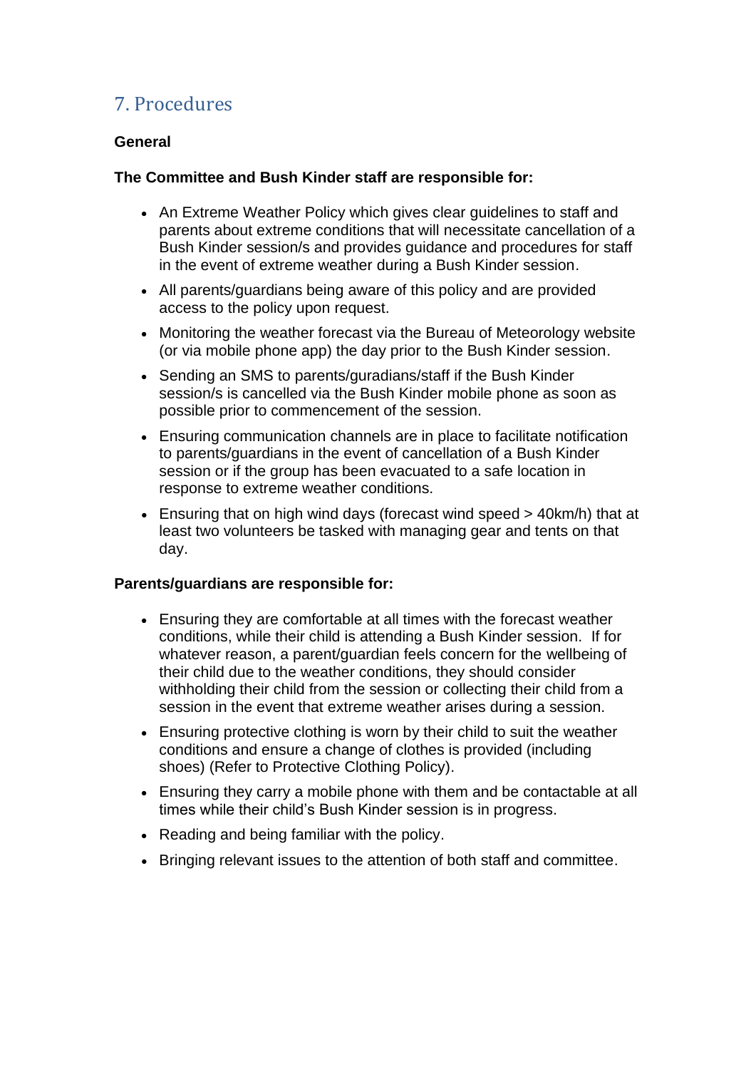## 7. Procedures

**General**

**The Committee and Bush Kinder staff are responsible for:**

- An Extreme Weather Policy which gives clear guidelines to staff and parents about extreme conditions that will necessitate cancellation of a Bush Kinder session/s and provides guidance and procedures for staff in the event of extreme weather during a Bush Kinder session.
- All parents/guardians being aware of this policy and are provided access to the policy upon request.
- Monitoring the weather forecast via the Bureau of Meteorology website (or via mobile phone app) the day prior to the Bush Kinder session.
- Sending an SMS to parents/guradians/staff if the Bush Kinder session/s is cancelled via the Bush Kinder mobile phone as soon as possible prior to commencement of the session.
- Ensuring communication channels are in place to facilitate notification to parents/guardians in the event of cancellation of a Bush Kinder session or if the group has been evacuated to a safe location in response to extreme weather conditions.
- Ensuring that on high wind days (forecast wind speed > 40km/h) that at least two volunteers be tasked with managing gear and tents on that day.

**Parents/guardians are responsible for:**

- Ensuring they are comfortable at all times with the forecast weather conditions, while their child is attending a Bush Kinder session. If for whatever reason, a parent/guardian feels concern for the wellbeing of their child due to the weather conditions, they should consider withholding their child from the session or collecting their child from a session in the event that extreme weather arises during a session.
- Ensuring protective clothing is worn by their child to suit the weather conditions and ensure a change of clothes is provided (including shoes) (Refer to Protective Clothing Policy).
- Ensuring they carry a mobile phone with them and be contactable at all times while their child's Bush Kinder session is in progress.
- Reading and being familiar with the policy.
- Bringing relevant issues to the attention of both staff and committee.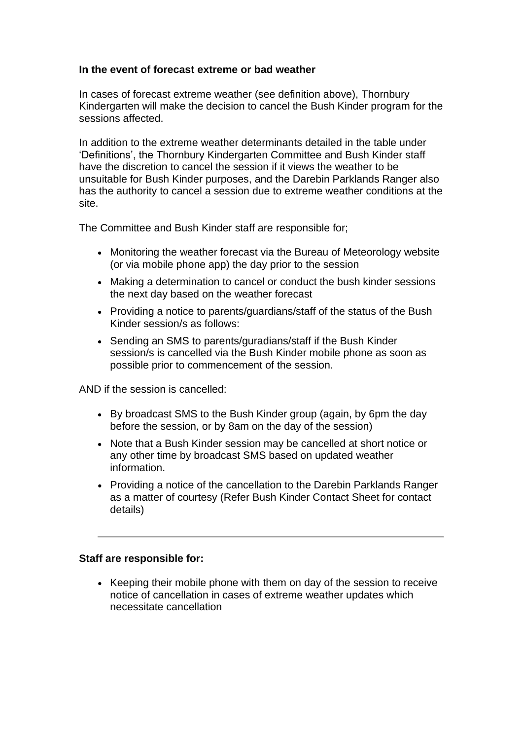**In the event of forecast extreme or bad weather**

In cases of forecast extreme weather (see definition above), Thornbury Kindergarten will make the decision to cancel the Bush Kinder program for the sessions affected.

In addition to the extreme weather determinants detailed in the table under 'Definitions', the Thornbury Kindergarten Committee and Bush Kinder staff have the discretion to cancel the session if it views the weather to be unsuitable for Bush Kinder purposes, and the Darebin Parklands Ranger also has the authority to cancel a session due to extreme weather conditions at the site.

The Committee and Bush Kinder staff are responsible for;

- Monitoring the weather forecast via the Bureau of Meteorology website (or via mobile phone app) the day prior to the session
- Making a determination to cancel or conduct the bush kinder sessions the next day based on the weather forecast
- Providing a notice to parents/guardians/staff of the status of the Bush Kinder session/s as follows:
- Sending an SMS to parents/guradians/staff if the Bush Kinder session/s is cancelled via the Bush Kinder mobile phone as soon as possible prior to commencement of the session.

AND if the session is cancelled:

- By broadcast SMS to the Bush Kinder group (again, by 6pm the day before the session, or by 8am on the day of the session)
- Note that a Bush Kinder session may be cancelled at short notice or any other time by broadcast SMS based on updated weather information.
- Providing a notice of the cancellation to the Darebin Parklands Ranger as a matter of courtesy (Refer Bush Kinder Contact Sheet for contact details)

---

**Staff are responsible for:**

- Keeping their mobile phone with them on day of the session to receive notice of cancellation in cases of extreme weather updates which necessitate cancellation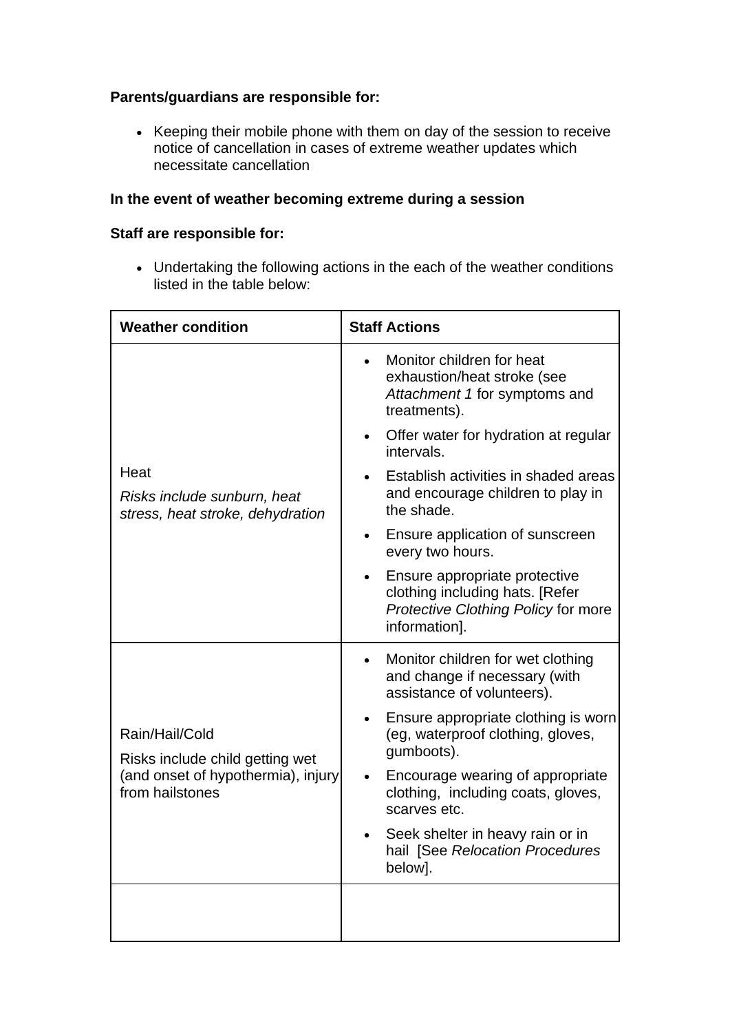**Parents/guardians are responsible for:**

- Keeping their mobile phone with them on day of the session to receive notice of cancellation in cases of extreme weather updates which necessitate cancellation

**In the event of weather becoming extreme during a session**

**Staff are responsible for:**

- Undertaking the following actions in the each of the weather conditions listed in the table below:

| **Weather condition** | **Staff Actions** |
|---|---|
| Heat<br>*Risks include sunburn, heat stress, heat stroke, dehydration* | • Monitor children for heat exhaustion/heat stroke (see *Attachment 1* for symptoms and treatments).<br>• Offer water for hydration at regular intervals.<br>• Establish activities in shaded areas and encourage children to play in the shade.<br>• Ensure application of sunscreen every two hours.<br>• Ensure appropriate protective clothing including hats. [Refer *Protective Clothing Policy* for more information]. |
| Rain/Hail/Cold<br>Risks include child getting wet (and onset of hypothermia), injury from hailstones | • Monitor children for wet clothing and change if necessary (with assistance of volunteers).<br>• Ensure appropriate clothing is worn (eg, waterproof clothing, gloves, gumboots).<br>• Encourage wearing of appropriate clothing, including coats, gloves, scarves etc.<br>• Seek shelter in heavy rain or in hail [See *Relocation Procedures* below]. |
| | |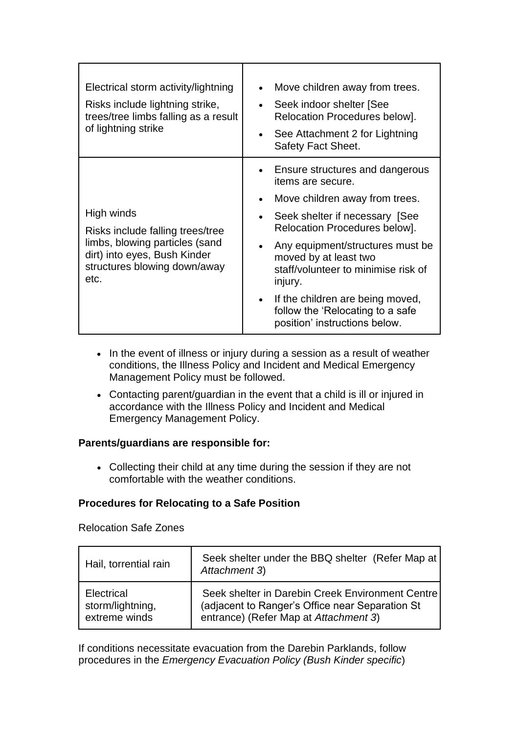| | |
|---|---|
| Electrical storm activity/lightning<br><br>Risks include lightning strike, trees/tree limbs falling as a result of lightning strike | • Move children away from trees.<br>• Seek indoor shelter [See Relocation Procedures below].<br>• See Attachment 2 for Lightning Safety Fact Sheet. |
| High winds<br><br>Risks include falling trees/tree limbs, blowing particles (sand dirt) into eyes, Bush Kinder structures blowing down/away etc. | • Ensure structures and dangerous items are secure.<br>• Move children away from trees.<br>• Seek shelter if necessary [See Relocation Procedures below].<br>• Any equipment/structures must be moved by at least two staff/volunteer to minimise risk of injury.<br>• If the children are being moved, follow the 'Relocating to a safe position' instructions below. |

- In the event of illness or injury during a session as a result of weather conditions, the Illness Policy and Incident and Medical Emergency Management Policy must be followed.
- Contacting parent/guardian in the event that a child is ill or injured in accordance with the Illness Policy and Incident and Medical Emergency Management Policy.

**Parents/guardians are responsible for:**

- Collecting their child at any time during the session if they are not comfortable with the weather conditions.

**Procedures for Relocating to a Safe Position**

Relocation Safe Zones

| | |
|---|---|
| Hail, torrential rain | Seek shelter under the BBQ shelter (Refer Map at *Attachment 3*) |
| Electrical storm/lightning, extreme winds | Seek shelter in Darebin Creek Environment Centre (adjacent to Ranger's Office near Separation St entrance) (Refer Map at *Attachment 3*) |

If conditions necessitate evacuation from the Darebin Parklands, follow procedures in the *Emergency Evacuation Policy (Bush Kinder specific*)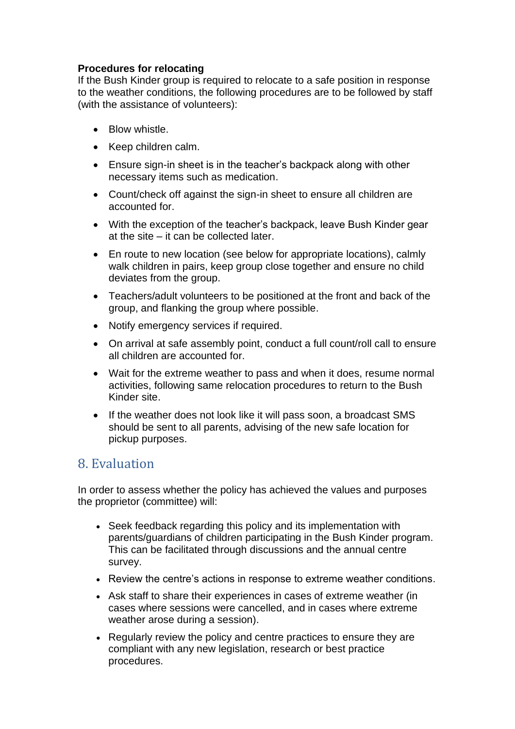**Procedures for relocating**

If the Bush Kinder group is required to relocate to a safe position in response to the weather conditions, the following procedures are to be followed by staff (with the assistance of volunteers):

- Blow whistle.
- Keep children calm.
- Ensure sign-in sheet is in the teacher's backpack along with other necessary items such as medication.
- Count/check off against the sign-in sheet to ensure all children are accounted for.
- With the exception of the teacher's backpack, leave Bush Kinder gear at the site – it can be collected later.
- En route to new location (see below for appropriate locations), calmly walk children in pairs, keep group close together and ensure no child deviates from the group.
- Teachers/adult volunteers to be positioned at the front and back of the group, and flanking the group where possible.
- Notify emergency services if required.
- On arrival at safe assembly point, conduct a full count/roll call to ensure all children are accounted for.
- Wait for the extreme weather to pass and when it does, resume normal activities, following same relocation procedures to return to the Bush Kinder site.
- If the weather does not look like it will pass soon, a broadcast SMS should be sent to all parents, advising of the new safe location for pickup purposes.

## 8. Evaluation

In order to assess whether the policy has achieved the values and purposes the proprietor (committee) will:

- Seek feedback regarding this policy and its implementation with parents/guardians of children participating in the Bush Kinder program. This can be facilitated through discussions and the annual centre survey.
- Review the centre's actions in response to extreme weather conditions.
- Ask staff to share their experiences in cases of extreme weather (in cases where sessions were cancelled, and in cases where extreme weather arose during a session).
- Regularly review the policy and centre practices to ensure they are compliant with any new legislation, research or best practice procedures.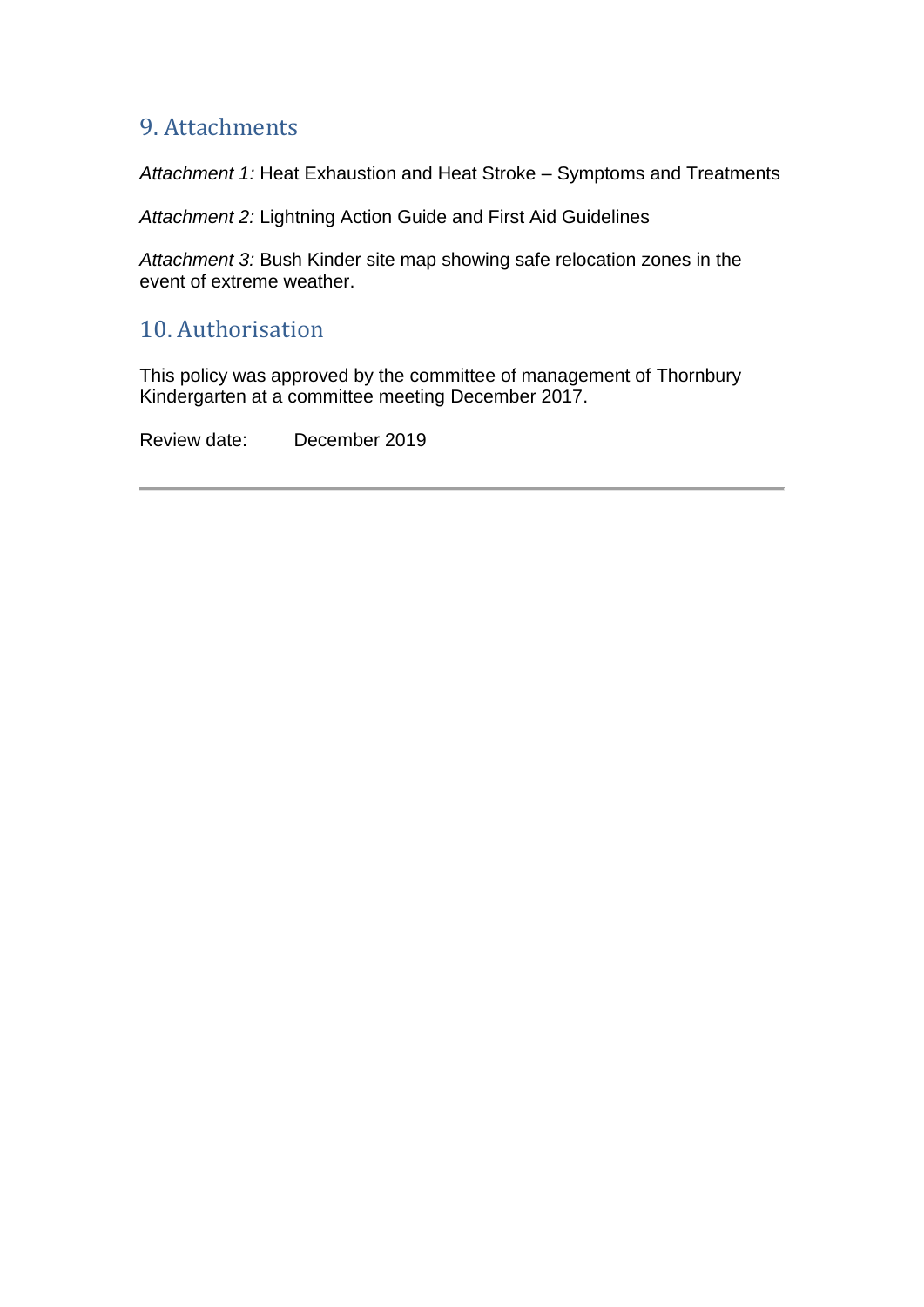## 9. Attachments

*Attachment 1:* Heat Exhaustion and Heat Stroke – Symptoms and Treatments

*Attachment 2:* Lightning Action Guide and First Aid Guidelines

*Attachment 3:* Bush Kinder site map showing safe relocation zones in the event of extreme weather.

## 10. Authorisation

This policy was approved by the committee of management of Thornbury Kindergarten at a committee meeting December 2017.

Review date: December 2019

---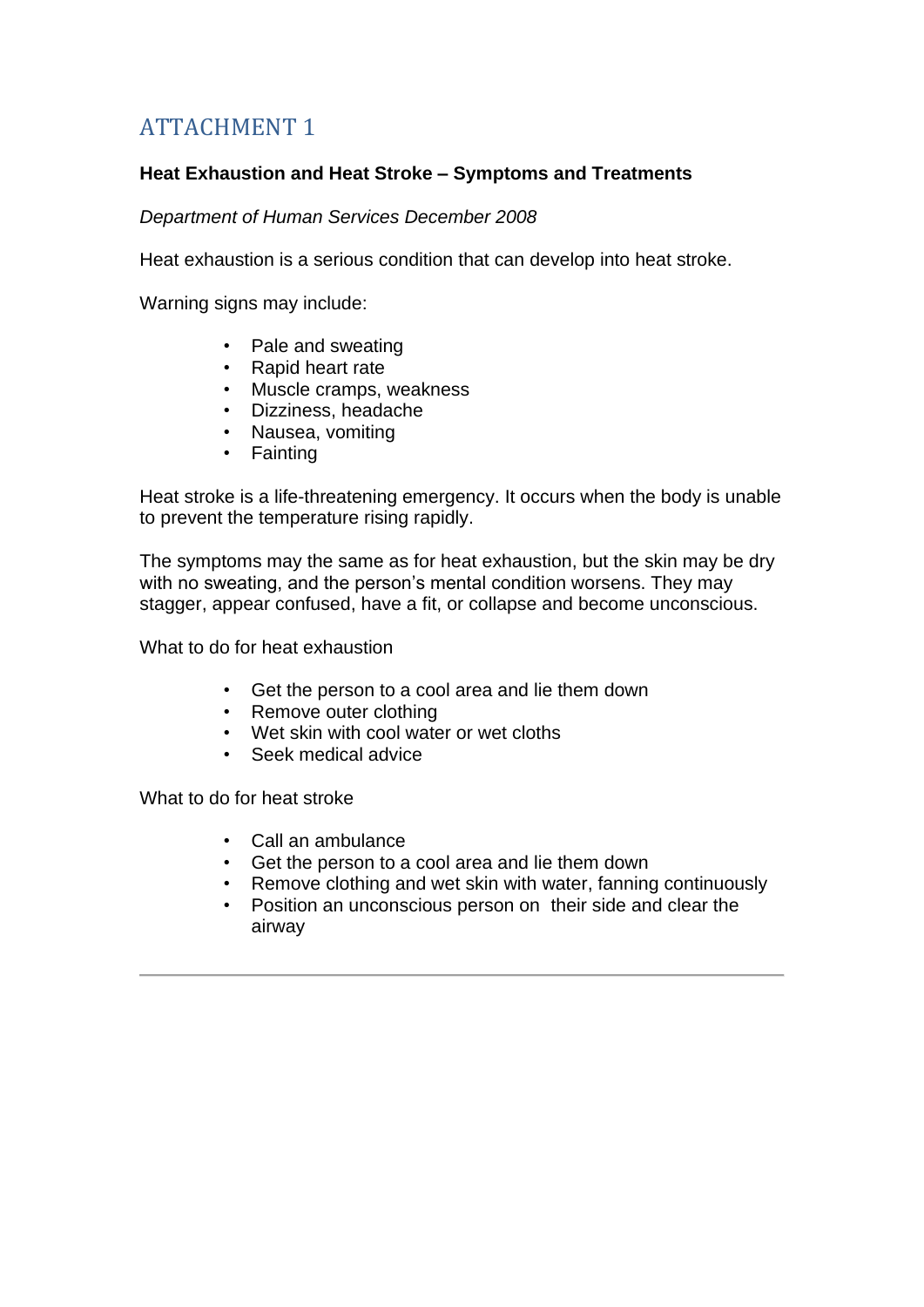# ATTACHMENT 1

**Heat Exhaustion and Heat Stroke – Symptoms and Treatments**

*Department of Human Services December 2008*

Heat exhaustion is a serious condition that can develop into heat stroke.

Warning signs may include:

- Pale and sweating
- Rapid heart rate
- Muscle cramps, weakness
- Dizziness, headache
- Nausea, vomiting
- Fainting

Heat stroke is a life-threatening emergency. It occurs when the body is unable to prevent the temperature rising rapidly.

The symptoms may the same as for heat exhaustion, but the skin may be dry with no sweating, and the person's mental condition worsens. They may stagger, appear confused, have a fit, or collapse and become unconscious.

What to do for heat exhaustion

- Get the person to a cool area and lie them down
- Remove outer clothing
- Wet skin with cool water or wet cloths
- Seek medical advice

What to do for heat stroke

- Call an ambulance
- Get the person to a cool area and lie them down
- Remove clothing and wet skin with water, fanning continuously
- Position an unconscious person on their side and clear the airway

---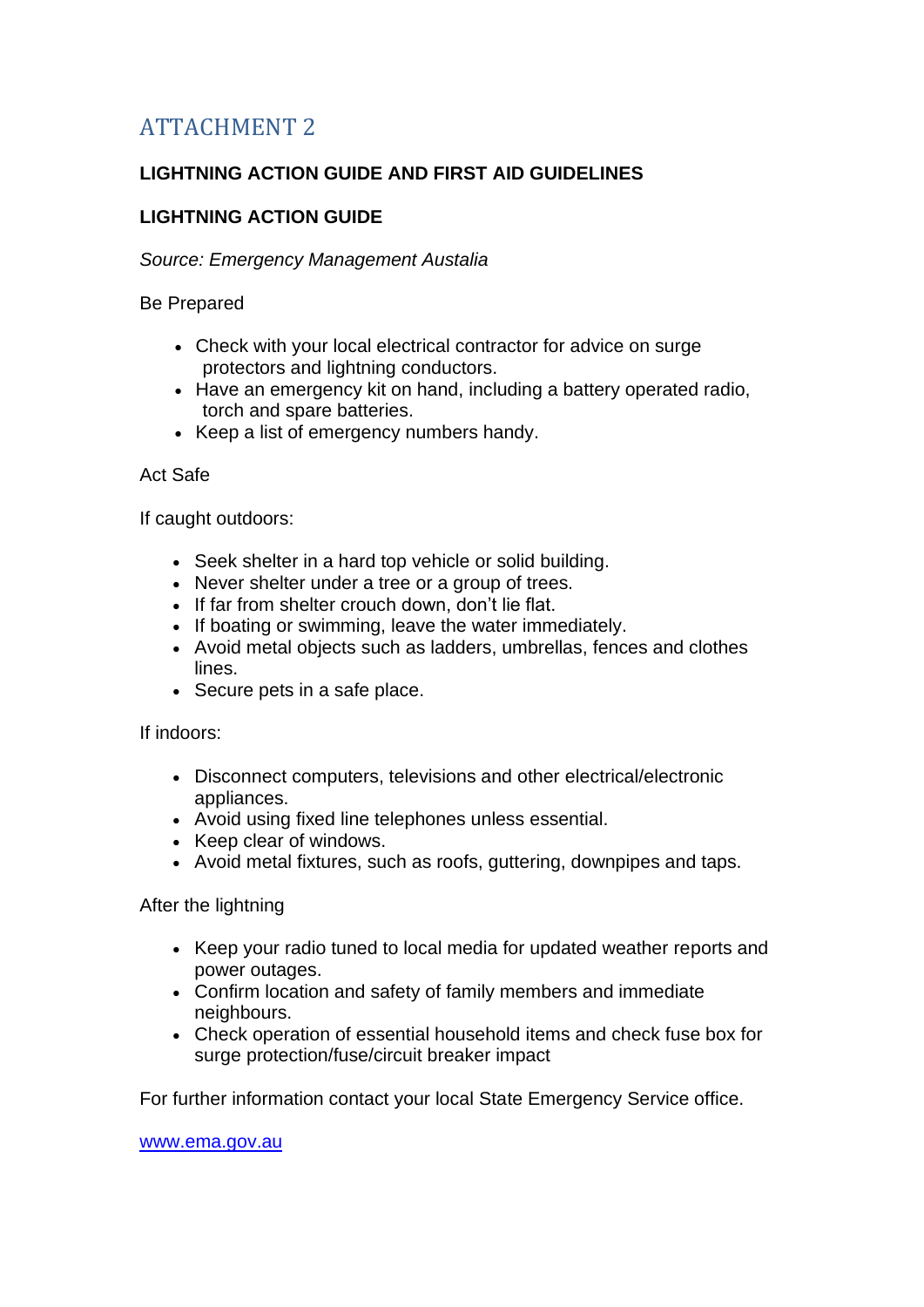# ATTACHMENT 2

**LIGHTNING ACTION GUIDE AND FIRST AID GUIDELINES**

**LIGHTNING ACTION GUIDE**

*Source: Emergency Management Austalia*

Be Prepared

- Check with your local electrical contractor for advice on surge protectors and lightning conductors.
- Have an emergency kit on hand, including a battery operated radio, torch and spare batteries.
- Keep a list of emergency numbers handy.

Act Safe

If caught outdoors:

- Seek shelter in a hard top vehicle or solid building.
- Never shelter under a tree or a group of trees.
- If far from shelter crouch down, don't lie flat.
- If boating or swimming, leave the water immediately.
- Avoid metal objects such as ladders, umbrellas, fences and clothes lines.
- Secure pets in a safe place.

If indoors:

- Disconnect computers, televisions and other electrical/electronic appliances.
- Avoid using fixed line telephones unless essential.
- Keep clear of windows.
- Avoid metal fixtures, such as roofs, guttering, downpipes and taps.

After the lightning

- Keep your radio tuned to local media for updated weather reports and power outages.
- Confirm location and safety of family members and immediate neighbours.
- Check operation of essential household items and check fuse box for surge protection/fuse/circuit breaker impact

For further information contact your local State Emergency Service office.

[www.ema.gov.au](http://www.ema.gov.au)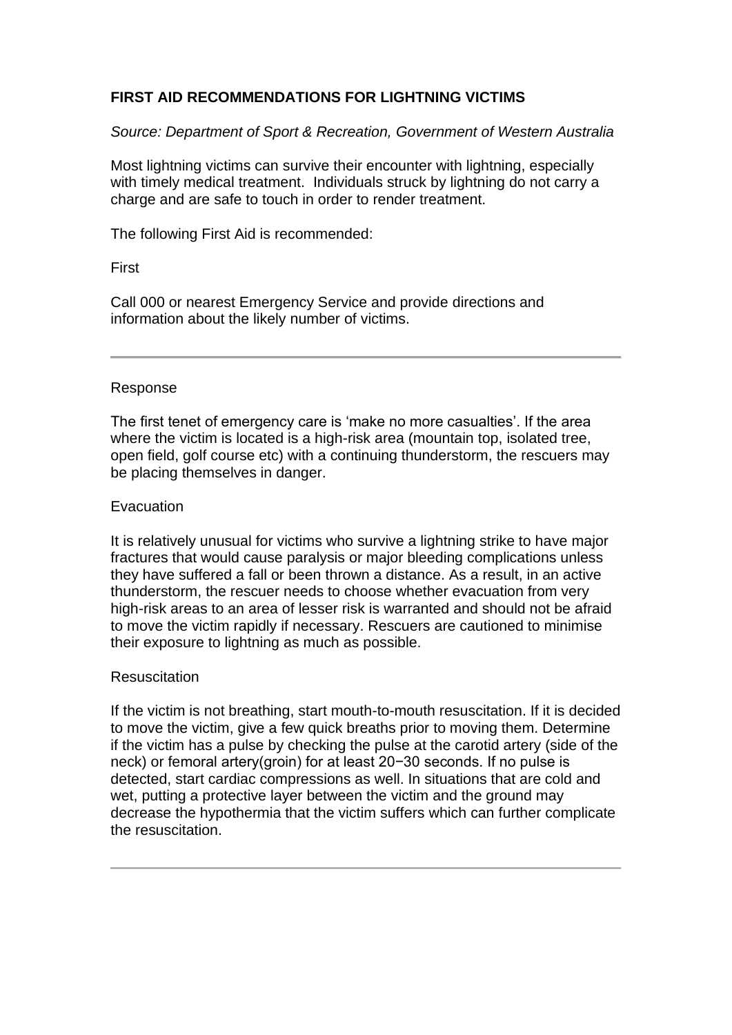**FIRST AID RECOMMENDATIONS FOR LIGHTNING VICTIMS**

*Source: Department of Sport & Recreation, Government of Western Australia*

Most lightning victims can survive their encounter with lightning, especially with timely medical treatment. Individuals struck by lightning do not carry a charge and are safe to touch in order to render treatment.

The following First Aid is recommended:

First

Call 000 or nearest Emergency Service and provide directions and information about the likely number of victims.

---

Response

The first tenet of emergency care is ‘make no more casualties’. If the area where the victim is located is a high-risk area (mountain top, isolated tree, open field, golf course etc) with a continuing thunderstorm, the rescuers may be placing themselves in danger.

Evacuation

It is relatively unusual for victims who survive a lightning strike to have major fractures that would cause paralysis or major bleeding complications unless they have suffered a fall or been thrown a distance. As a result, in an active thunderstorm, the rescuer needs to choose whether evacuation from very high-risk areas to an area of lesser risk is warranted and should not be afraid to move the victim rapidly if necessary. Rescuers are cautioned to minimise their exposure to lightning as much as possible.

Resuscitation

If the victim is not breathing, start mouth-to-mouth resuscitation. If it is decided to move the victim, give a few quick breaths prior to moving them. Determine if the victim has a pulse by checking the pulse at the carotid artery (side of the neck) or femoral artery(groin) for at least 20−30 seconds. If no pulse is detected, start cardiac compressions as well. In situations that are cold and wet, putting a protective layer between the victim and the ground may decrease the hypothermia that the victim suffers which can further complicate the resuscitation.

---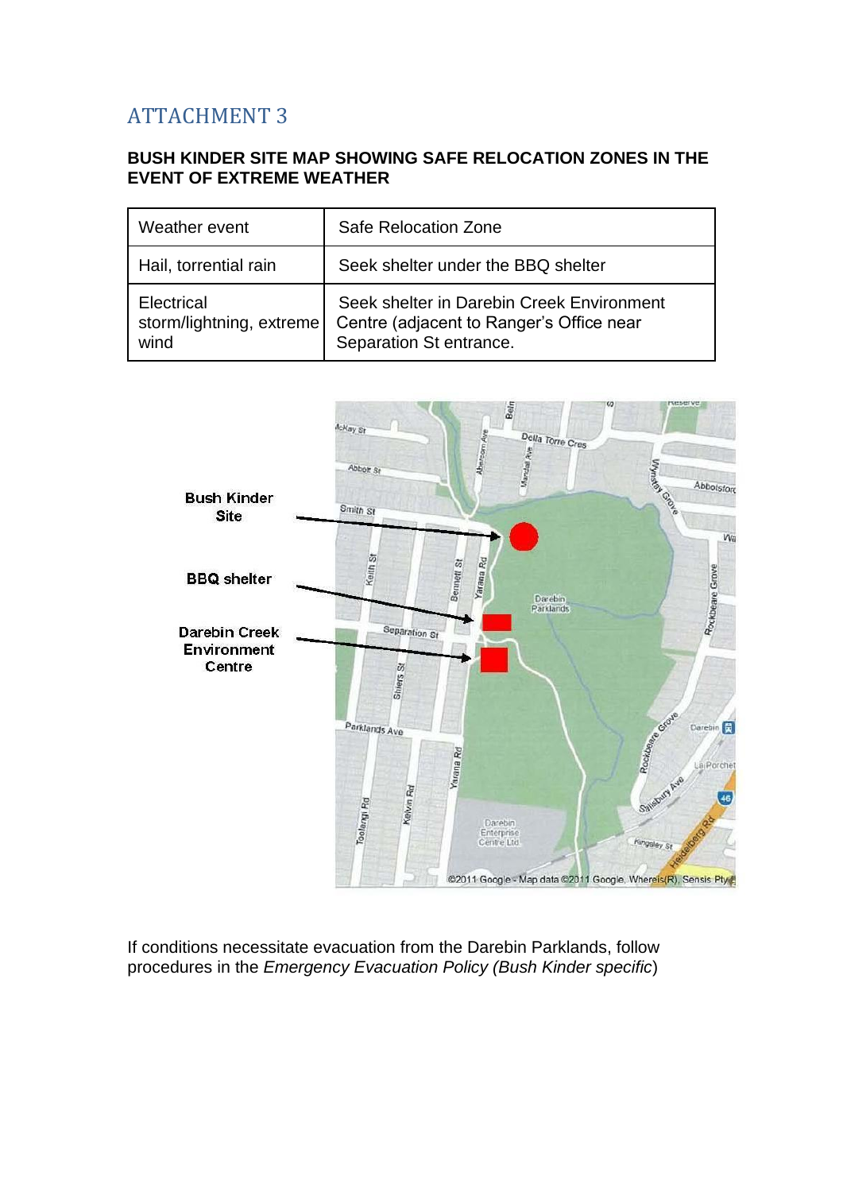# ATTACHMENT 3

**BUSH KINDER SITE MAP SHOWING SAFE RELOCATION ZONES IN THE EVENT OF EXTREME WEATHER**

| Weather event | Safe Relocation Zone |
|---|---|
| Hail, torrential rain | Seek shelter under the BBQ shelter |
| Electrical storm/lightning, extreme wind | Seek shelter in Darebin Creek Environment Centre (adjacent to Ranger's Office near Separation St entrance. |

Bush Kinder Site

BBQ shelter

Darebin Creek Environment Centre

If conditions necessitate evacuation from the Darebin Parklands, follow procedures in the *Emergency Evacuation Policy (Bush Kinder specific*)